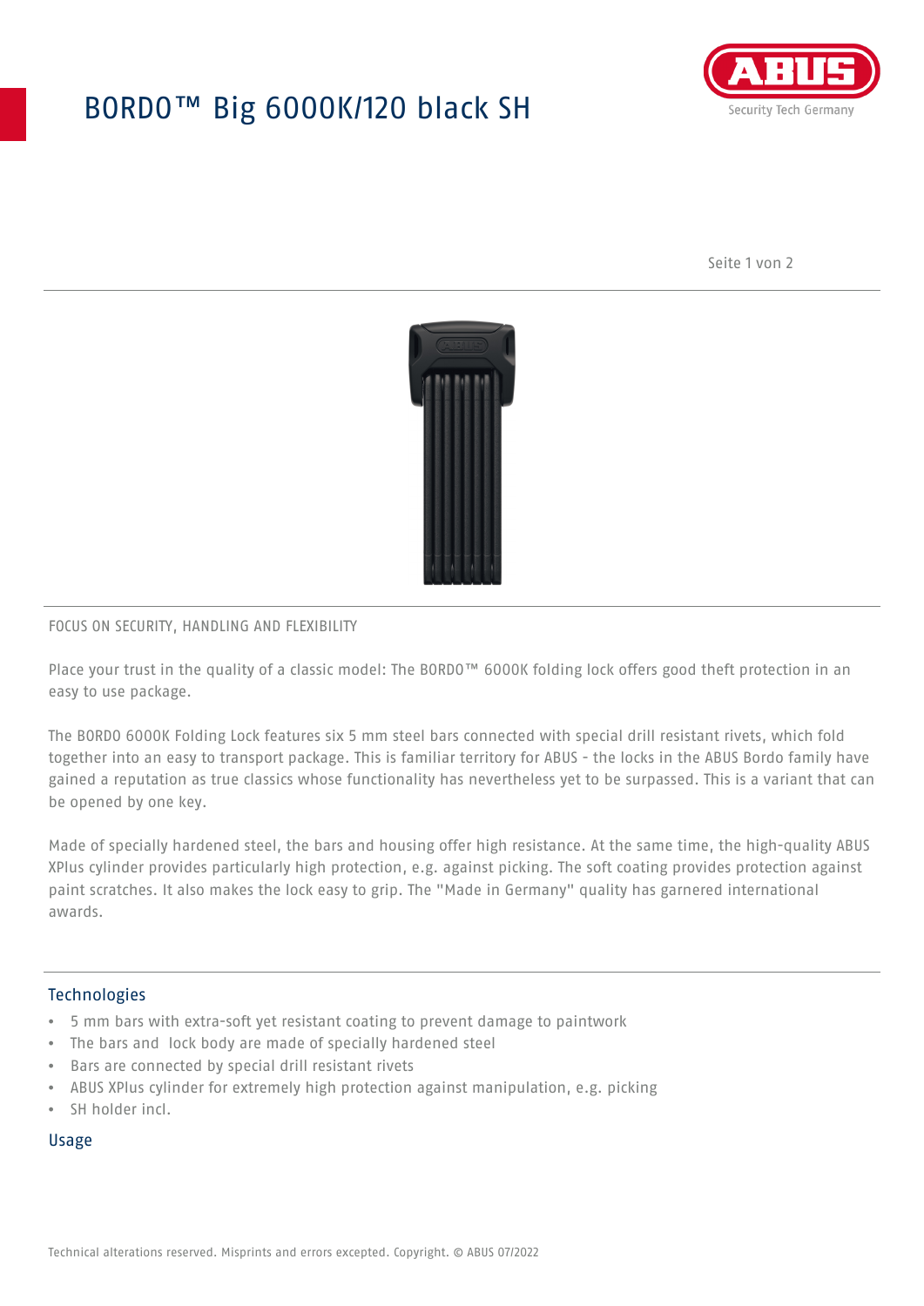# BORDO™ Big 6000K/120 black SH

FOCUS ON SECURITY, HANDLING AND FLEXIBILITY

Place your trust in the quality of a classic model: The BORDO™ 6000K folding lock offers good theft protection in an easy to use package.

The BORDO 6000K Folding Lock features six 5 mm steel bars connected with special drill resistant rivets, which fold together into an easy to transport package. This is familiar territory for ABUS - the locks in the ABUS Bordo family have gained a reputation as true classics whose functionality has nevertheless yet to be surpassed. This is a variant that can be opened by one key.

Made of specially hardened steel, the bars and housing offer high resistance. At the same time, the high-quality ABUS XPlus cylinder provides particularly high protection, e.g. against picking. The soft coating provides protection against paint scratches. It also makes the lock easy to grip. The "Made in Germany" quality has garnered international awards.

## Technologies

- 5 mm bars with extra-soft yet resistant coating to prevent damage to paintwork
- The bars and lock body are made of specially hardened steel
- Bars are connected by special drill resistant rivets
- ABUS XPlus cylinder for extremely high protection against manipulation, e.g. picking
- SH holder incl.

## Usage

Technical alterations reserved. Misprints and errors excepted. Copyright. © ABUS 07/2022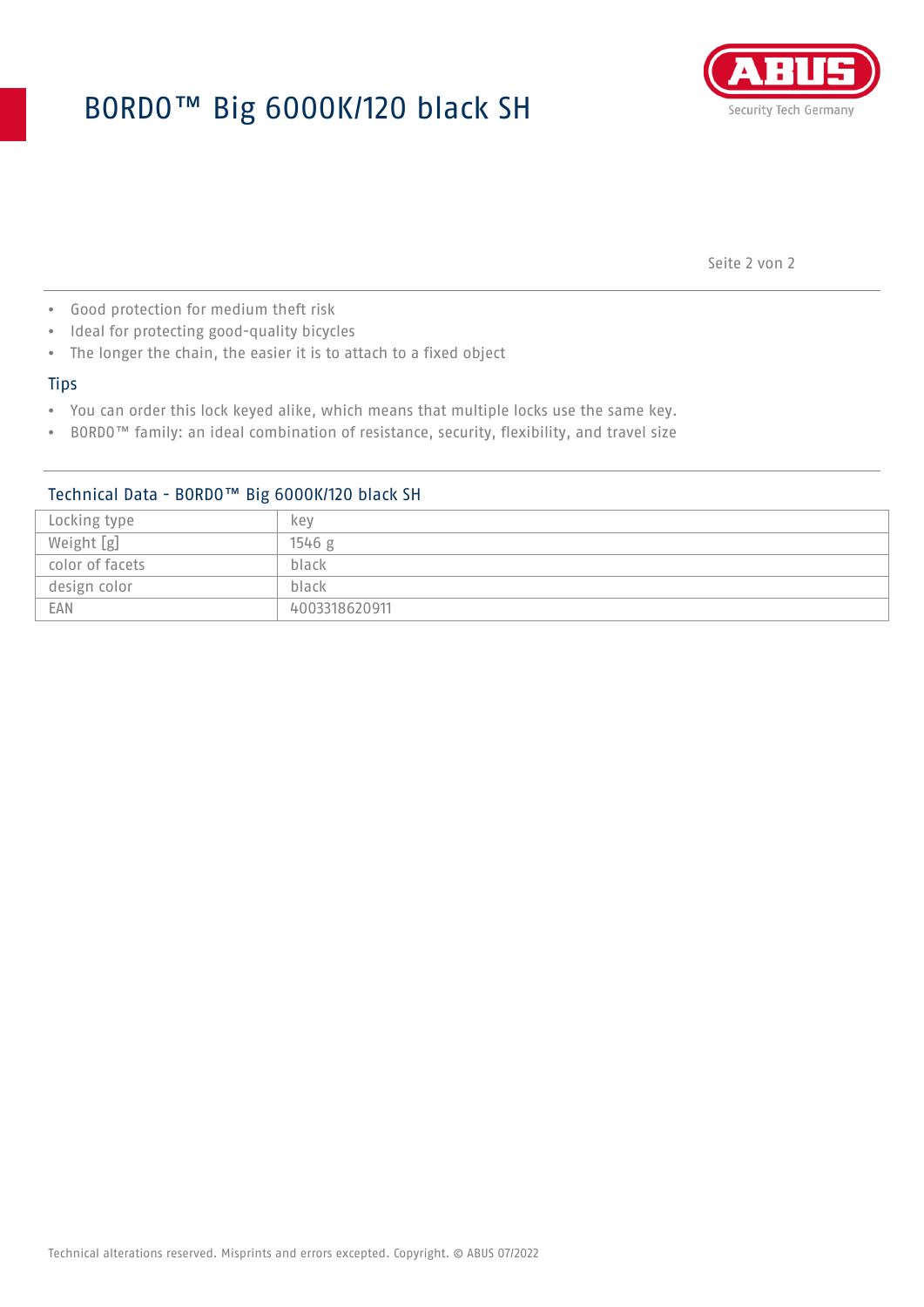- Good protection for medium theft risk
- Ideal for protecting good-quality bicycles
- The longer the chain, the easier it is to attach to a fixed object

## Tips

- You can order this lock keyed alike, which means that multiple locks use the same key.
- BORDO™ family: an ideal combination of resistance, security, flexibility, and travel size

## Technical Data - BORDO™ Big 6000K/120 black SH

| | |
|---|---|
| Locking type | key |
| Weight [g] | 1546 g |
| color of facets | black |
| design color | black |
| EAN | 4003318620911 |

Technical alterations reserved. Misprints and errors excepted. Copyright. © ABUS 07/2022